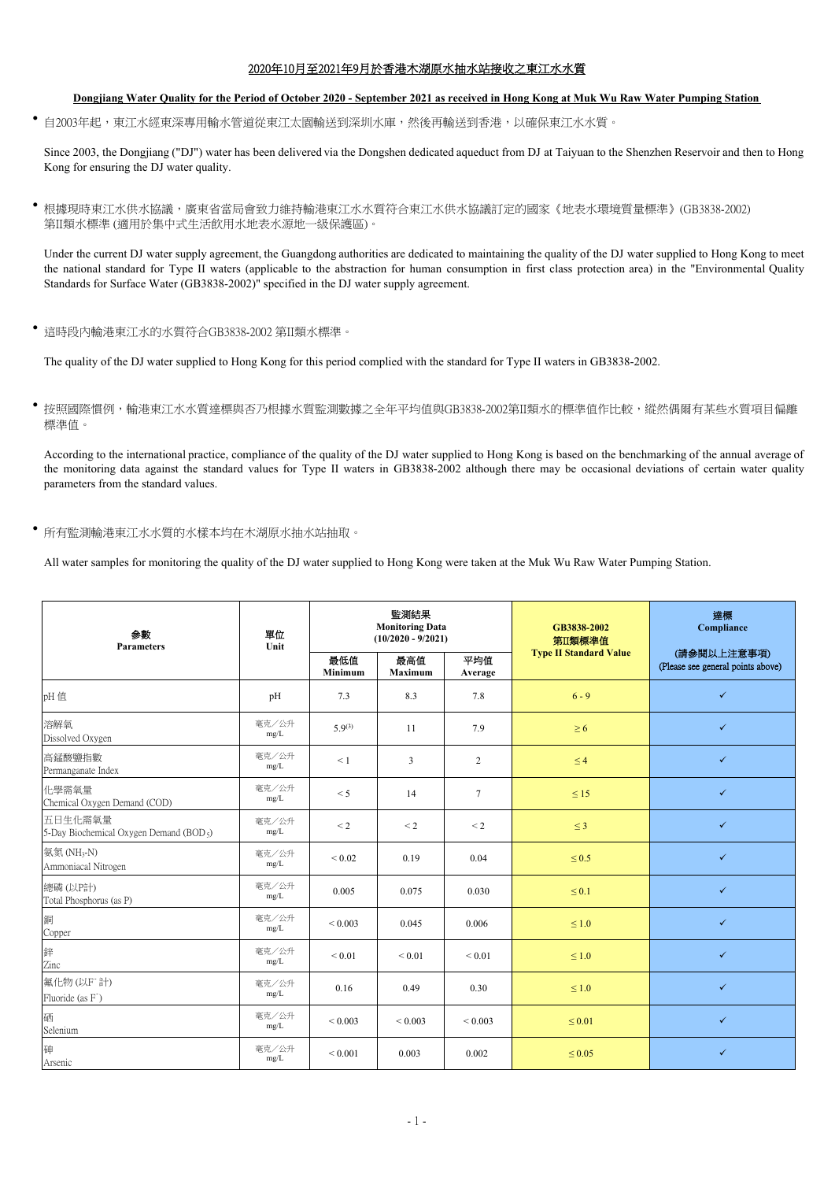## 2020年10月至2021年9月於香港木湖原水抽水站接收之東江水水質

**Dongjiang Water Quality for the Period of October 2020 - September 2021 as received in Hong Kong at Muk Wu Raw Water Pumping Station**

- 自2003年起，東江水經東深專用輸水管道從東江太園輸送到深圳水庫，然後再輸送到香港，以確保東江水水質。

  Since 2003, the Dongjiang ("DJ") water has been delivered via the Dongshen dedicated aqueduct from DJ at Taiyuan to the Shenzhen Reservoir and then to Hong Kong for ensuring the DJ water quality.

- 根據現時東江水供水協議，廣東省當局會致力維持輸港東江水水質符合東江水供水協議訂定的國家《地表水環境質量標準》(GB3838-2002) 第II類水標準 (適用於集中式生活飲用水地表水源地一級保護區)。

  Under the current DJ water supply agreement, the Guangdong authorities are dedicated to maintaining the quality of the DJ water supplied to Hong Kong to meet the national standard for Type II waters (applicable to the abstraction for human consumption in first class protection area) in the "Environmental Quality Standards for Surface Water (GB3838-2002)" specified in the DJ water supply agreement.

- 這時段內輸港東江水的水質符合GB3838-2002 第II類水標準。

  The quality of the DJ water supplied to Hong Kong for this period complied with the standard for Type II waters in GB3838-2002.

- 按照國際慣例，輸港東江水水質達標與否乃根據水質監測數據之全年平均值與GB3838-2002第II類水的標準值作比較，縱然偶爾有某些水質項目偏離標準值。

  According to the international practice, compliance of the quality of the DJ water supplied to Hong Kong is based on the benchmarking of the annual average of the monitoring data against the standard values for Type II waters in GB3838-2002 although there may be occasional deviations of certain water quality parameters from the standard values.

- 所有監測輸港東江水水質的水樣本均在木湖原水抽水站抽取。

  All water samples for monitoring the quality of the DJ water supplied to Hong Kong were taken at the Muk Wu Raw Water Pumping Station.

| 參數 Parameters | 單位 Unit | 監測結果 Monitoring Data (10/2020 - 9/2021) | | | GB3838-2002 第II類標準值 Type II Standard Value | 達標 Compliance (請參閱以上注意事項) (Please see general points above) |
|---|---|---|---|---|---|---|
| | | 最低值 Minimum | 最高值 Maximum | 平均值 Average | | |
| pH 值 | pH | 7.3 | 8.3 | 7.8 | 6 - 9 | ✓ |
| 溶解氧 Dissolved Oxygen | 毫克／公升 mg/L | 5.9[(3)] | 11 | 7.9 | ≥ 6 | ✓ |
| 高錳酸鹽指數 Permanganate Index | 毫克／公升 mg/L | < 1 | 3 | 2 | ≤ 4 | ✓ |
| 化學需氧量 Chemical Oxygen Demand (COD) | 毫克／公升 mg/L | < 5 | 14 | 7 | ≤ 15 | ✓ |
| 五日生化需氧量 5-Day Biochemical Oxygen Demand ($BOD_5$) | 毫克／公升 mg/L | < 2 | < 2 | < 2 | ≤ 3 | ✓ |
| 氨氮 ($NH_3$-N) Ammoniacal Nitrogen | 毫克／公升 mg/L | < 0.02 | 0.19 | 0.04 | ≤ 0.5 | ✓ |
| 總磷 (以P計) Total Phosphorus (as P) | 毫克／公升 mg/L | 0.005 | 0.075 | 0.030 | ≤ 0.1 | ✓ |
| 銅 Copper | 毫克／公升 mg/L | < 0.003 | 0.045 | 0.006 | ≤ 1.0 | ✓ |
| 鋅 Zinc | 毫克／公升 mg/L | < 0.01 | < 0.01 | < 0.01 | ≤ 1.0 | ✓ |
| 氟化物 (以$F^-$計) Fluoride (as $F^-$) | 毫克／公升 mg/L | 0.16 | 0.49 | 0.30 | ≤ 1.0 | ✓ |
| 硒 Selenium | 毫克／公升 mg/L | < 0.003 | < 0.003 | < 0.003 | ≤ 0.01 | ✓ |
| 砷 Arsenic | 毫克／公升 mg/L | < 0.001 | 0.003 | 0.002 | ≤ 0.05 | ✓ |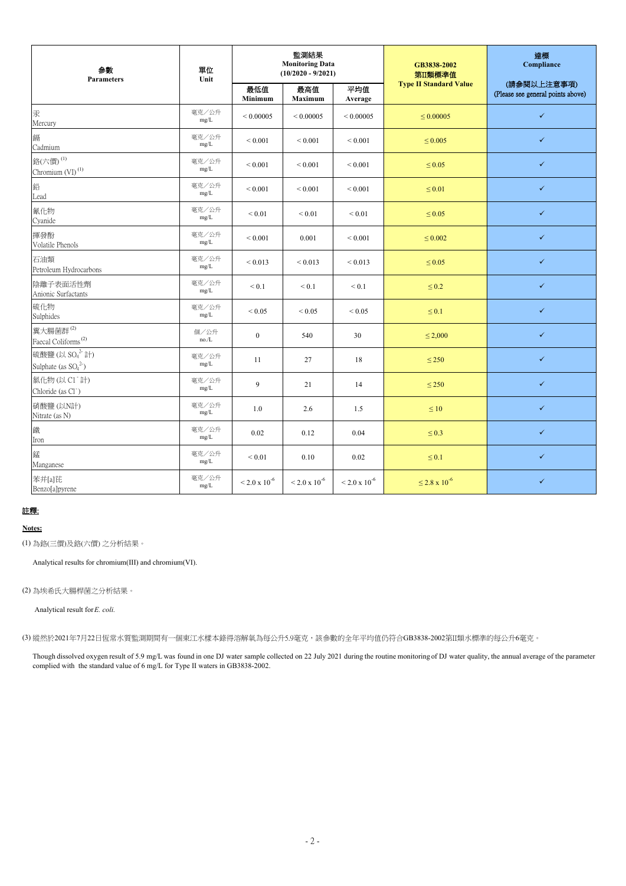| 參數<br>Parameters | 單位<br>Unit | 監測結果<br>Monitoring Data<br>(10/2020 - 9/2021) | | | GB3838-2002<br>第II類標準值<br>Type II Standard Value | 達標<br>Compliance<br>(請參閱以上注意事項)<br>(Please see general points above) |
|---|---|---|---|---|---|---|
| | | 最低值<br>Minimum | 最高值<br>Maximum | 平均值<br>Average | | |
| 汞<br>Mercury | 毫克／公升<br>mg/L | < 0.00005 | < 0.00005 | < 0.00005 | ≤ 0.00005 | ✓ |
| 鎘<br>Cadmium | 毫克／公升<br>mg/L | < 0.001 | < 0.001 | < 0.001 | ≤ 0.005 | ✓ |
| 鉻(六價) (1)<br>Chromium (VI) (1) | 毫克／公升<br>mg/L | < 0.001 | < 0.001 | < 0.001 | ≤ 0.05 | ✓ |
| 鉛<br>Lead | 毫克／公升<br>mg/L | < 0.001 | < 0.001 | < 0.001 | ≤ 0.01 | ✓ |
| 氰化物<br>Cyanide | 毫克／公升<br>mg/L | < 0.01 | < 0.01 | < 0.01 | ≤ 0.05 | ✓ |
| 揮發酚<br>Volatile Phenols | 毫克／公升<br>mg/L | < 0.001 | 0.001 | < 0.001 | ≤ 0.002 | ✓ |
| 石油類<br>Petroleum Hydrocarbons | 毫克／公升<br>mg/L | < 0.013 | < 0.013 | < 0.013 | ≤ 0.05 | ✓ |
| 陰離子表面活性劑<br>Anionic Surfactants | 毫克／公升<br>mg/L | < 0.1 | < 0.1 | < 0.1 | ≤ 0.2 | ✓ |
| 硫化物<br>Sulphides | 毫克／公升<br>mg/L | < 0.05 | < 0.05 | < 0.05 | ≤ 0.1 | ✓ |
| 糞大腸菌群 (2)<br>Faecal Coliforms (2) | 個／公升<br>no./L | 0 | 540 | 30 | ≤ 2,000 | ✓ |
| 硫酸鹽 (以 $SO_4^{2-}$ 計)<br>Sulphate (as $SO_4^{2-}$) | 毫克／公升<br>mg/L | 11 | 27 | 18 | ≤ 250 | ✓ |
| 氯化物 (以 $Cl^-$ 計)<br>Chloride (as $Cl^-$) | 毫克／公升<br>mg/L | 9 | 21 | 14 | ≤ 250 | ✓ |
| 硝酸鹽 (以N計)<br>Nitrate (as N) | 毫克／公升<br>mg/L | 1.0 | 2.6 | 1.5 | ≤ 10 | ✓ |
| 鐵<br>Iron | 毫克／公升<br>mg/L | 0.02 | 0.12 | 0.04 | ≤ 0.3 | ✓ |
| 錳<br>Manganese | 毫克／公升<br>mg/L | < 0.01 | 0.10 | 0.02 | ≤ 0.1 | ✓ |
| 苯并[a]芘<br>Benzo[a]pyrene | 毫克／公升<br>mg/L | $< 2.0 \times 10^{-6}$ | $< 2.0 \times 10^{-6}$ | $< 2.0 \times 10^{-6}$ | $\leq 2.8 \times 10^{-6}$ | ✓ |

**註釋:**

**Notes:**

(1) 為鉻(三價)及鉻(六價) 之分析結果。

Analytical results for chromium(III) and chromium(VI).

(2) 為埃希氏大腸桿菌之分析結果。

Analytical result for *E. coli.*

(3) 縱然於2021年7月22日恆常水質監測期間有一個東江水樣本錄得溶解氧為每公升5.9毫克，該參數的全年平均值仍符合GB3838-2002第II類水標準的每公升6毫克。

Though dissolved oxygen result of 5.9 mg/L was found in one DJ water sample collected on 22 July 2021 during the routine monitoring of DJ water quality, the annual average of the parameter complied with the standard value of 6 mg/L for Type II waters in GB3838-2002.